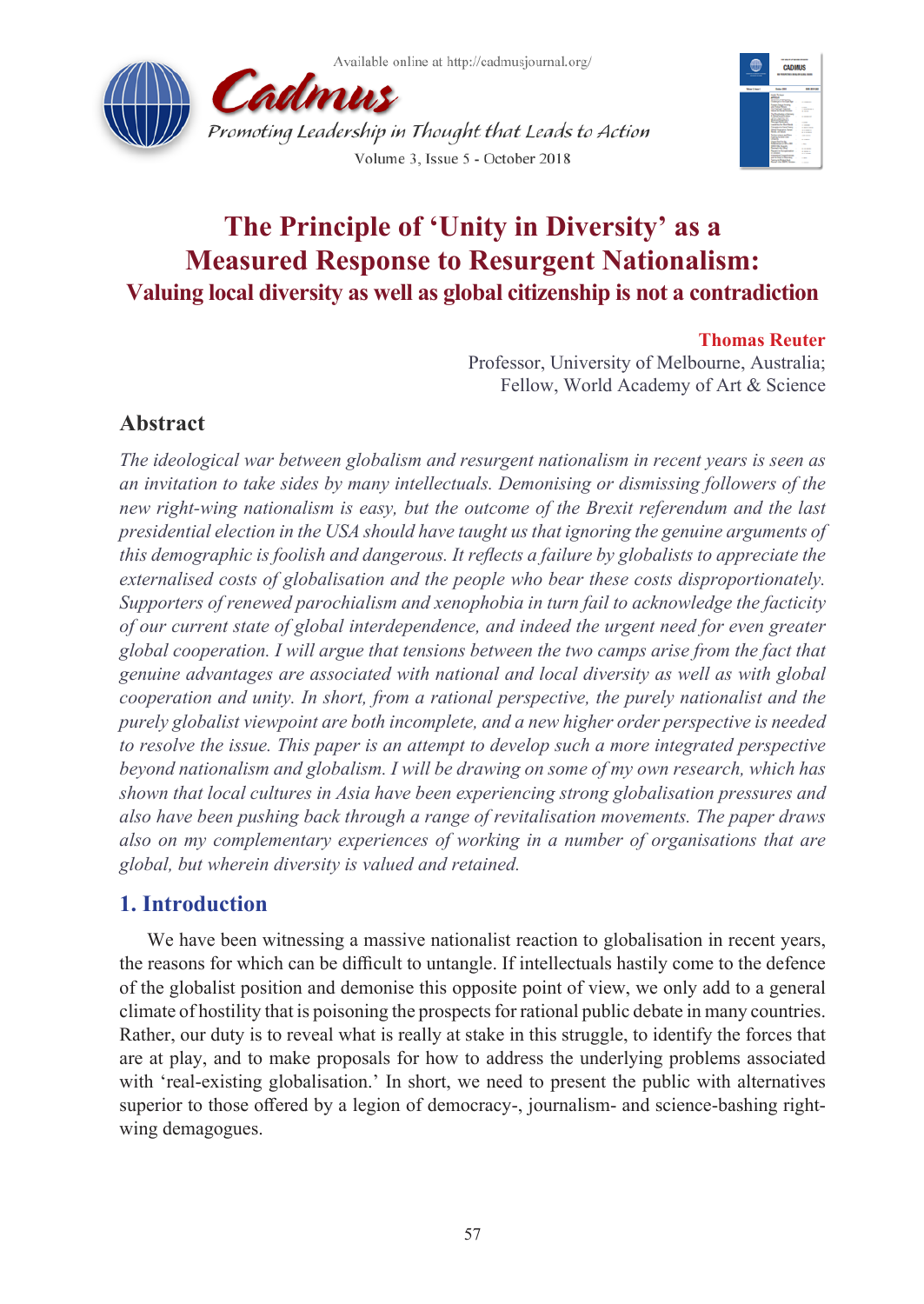# The Principle of 'Unity in Diversity' as a Measured Response to Resurgent Nationalism:

## Valuing local diversity as well as global citizenship is not a contradiction

**Thomas Reuter**
Professor, University of Melbourne, Australia;
Fellow, World Academy of Art & Science

## Abstract

*The ideological war between globalism and resurgent nationalism in recent years is seen as an invitation to take sides by many intellectuals. Demonising or dismissing followers of the new right-wing nationalism is easy, but the outcome of the Brexit referendum and the last presidential election in the USA should have taught us that ignoring the genuine arguments of this demographic is foolish and dangerous. It reflects a failure by globalists to appreciate the externalised costs of globalisation and the people who bear these costs disproportionately. Supporters of renewed parochialism and xenophobia in turn fail to acknowledge the facticity of our current state of global interdependence, and indeed the urgent need for even greater global cooperation. I will argue that tensions between the two camps arise from the fact that genuine advantages are associated with national and local diversity as well as with global cooperation and unity. In short, from a rational perspective, the purely nationalist and the purely globalist viewpoint are both incomplete, and a new higher order perspective is needed to resolve the issue. This paper is an attempt to develop such a more integrated perspective beyond nationalism and globalism. I will be drawing on some of my own research, which has shown that local cultures in Asia have been experiencing strong globalisation pressures and also have been pushing back through a range of revitalisation movements. The paper draws also on my complementary experiences of working in a number of organisations that are global, but wherein diversity is valued and retained.*

## 1. Introduction

We have been witnessing a massive nationalist reaction to globalisation in recent years, the reasons for which can be difficult to untangle. If intellectuals hastily come to the defence of the globalist position and demonise this opposite point of view, we only add to a general climate of hostility that is poisoning the prospects for rational public debate in many countries. Rather, our duty is to reveal what is really at stake in this struggle, to identify the forces that are at play, and to make proposals for how to address the underlying problems associated with 'real-existing globalisation.' In short, we need to present the public with alternatives superior to those offered by a legion of democracy-, journalism- and science-bashing right-wing demagogues.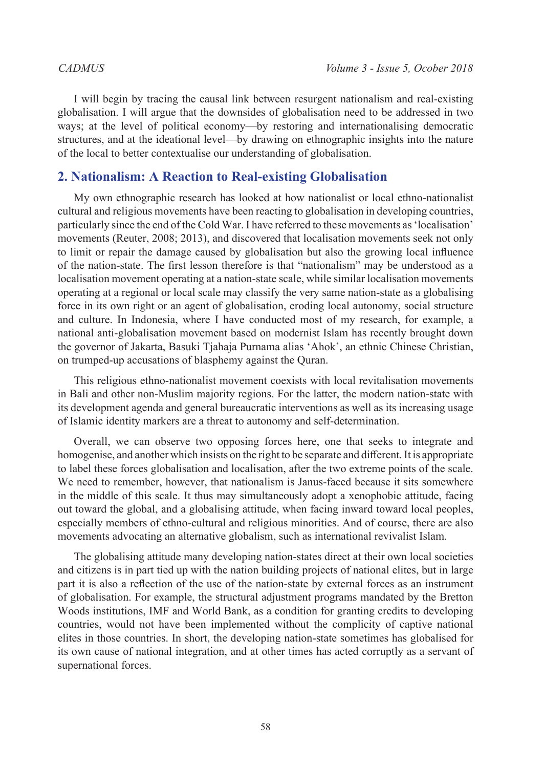I will begin by tracing the causal link between resurgent nationalism and real-existing globalisation. I will argue that the downsides of globalisation need to be addressed in two ways; at the level of political economy—by restoring and internationalising democratic structures, and at the ideational level—by drawing on ethnographic insights into the nature of the local to better contextualise our understanding of globalisation.

## 2. Nationalism: A Reaction to Real-existing Globalisation

My own ethnographic research has looked at how nationalist or local ethno-nationalist cultural and religious movements have been reacting to globalisation in developing countries, particularly since the end of the Cold War. I have referred to these movements as 'localisation' movements (Reuter, 2008; 2013), and discovered that localisation movements seek not only to limit or repair the damage caused by globalisation but also the growing local influence of the nation-state. The first lesson therefore is that "nationalism" may be understood as a localisation movement operating at a nation-state scale, while similar localisation movements operating at a regional or local scale may classify the very same nation-state as a globalising force in its own right or an agent of globalisation, eroding local autonomy, social structure and culture. In Indonesia, where I have conducted most of my research, for example, a national anti-globalisation movement based on modernist Islam has recently brought down the governor of Jakarta, Basuki Tjahaja Purnama alias 'Ahok', an ethnic Chinese Christian, on trumped-up accusations of blasphemy against the Quran.

This religious ethno-nationalist movement coexists with local revitalisation movements in Bali and other non-Muslim majority regions. For the latter, the modern nation-state with its development agenda and general bureaucratic interventions as well as its increasing usage of Islamic identity markers are a threat to autonomy and self-determination.

Overall, we can observe two opposing forces here, one that seeks to integrate and homogenise, and another which insists on the right to be separate and different. It is appropriate to label these forces globalisation and localisation, after the two extreme points of the scale. We need to remember, however, that nationalism is Janus-faced because it sits somewhere in the middle of this scale. It thus may simultaneously adopt a xenophobic attitude, facing out toward the global, and a globalising attitude, when facing inward toward local peoples, especially members of ethno-cultural and religious minorities. And of course, there are also movements advocating an alternative globalism, such as international revivalist Islam.

The globalising attitude many developing nation-states direct at their own local societies and citizens is in part tied up with the nation building projects of national elites, but in large part it is also a reflection of the use of the nation-state by external forces as an instrument of globalisation. For example, the structural adjustment programs mandated by the Bretton Woods institutions, IMF and World Bank, as a condition for granting credits to developing countries, would not have been implemented without the complicity of captive national elites in those countries. In short, the developing nation-state sometimes has globalised for its own cause of national integration, and at other times has acted corruptly as a servant of supernational forces.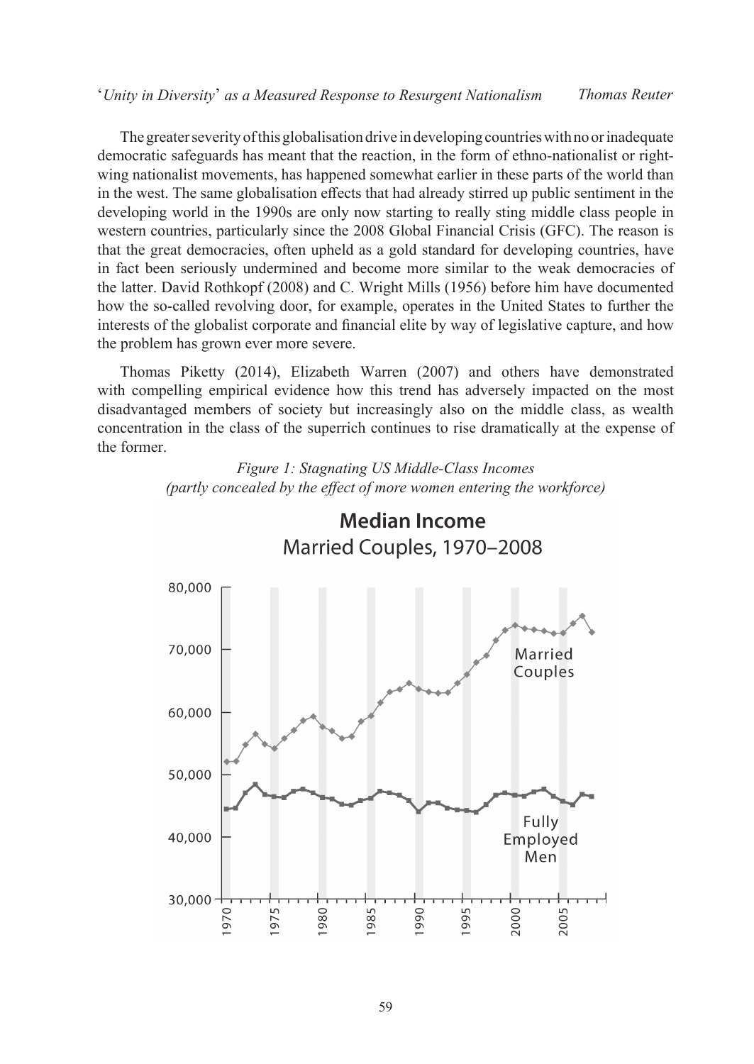The greater severity of this globalisation drive in developing countries with no or inadequate democratic safeguards has meant that the reaction, in the form of ethno-nationalist or right-wing nationalist movements, has happened somewhat earlier in these parts of the world than in the west. The same globalisation effects that had already stirred up public sentiment in the developing world in the 1990s are only now starting to really sting middle class people in western countries, particularly since the 2008 Global Financial Crisis (GFC). The reason is that the great democracies, often upheld as a gold standard for developing countries, have in fact been seriously undermined and become more similar to the weak democracies of the latter. David Rothkopf (2008) and C. Wright Mills (1956) before him have documented how the so-called revolving door, for example, operates in the United States to further the interests of the globalist corporate and financial elite by way of legislative capture, and how the problem has grown ever more severe.

Thomas Piketty (2014), Elizabeth Warren (2007) and others have demonstrated with compelling empirical evidence how this trend has adversely impacted on the most disadvantaged members of society but increasingly also on the middle class, as wealth concentration in the class of the superrich continues to rise dramatically at the expense of the former.

*Figure 1: Stagnating US Middle-Class Incomes (partly concealed by the effect of more women entering the workforce)*

**Median Income**
Married Couples, 1970–2008

80,000
70,000
60,000
50,000
40,000
30,000

Married Couples

Fully Employed Men

1970 1975 1980 1985 1990 1995 2000 2005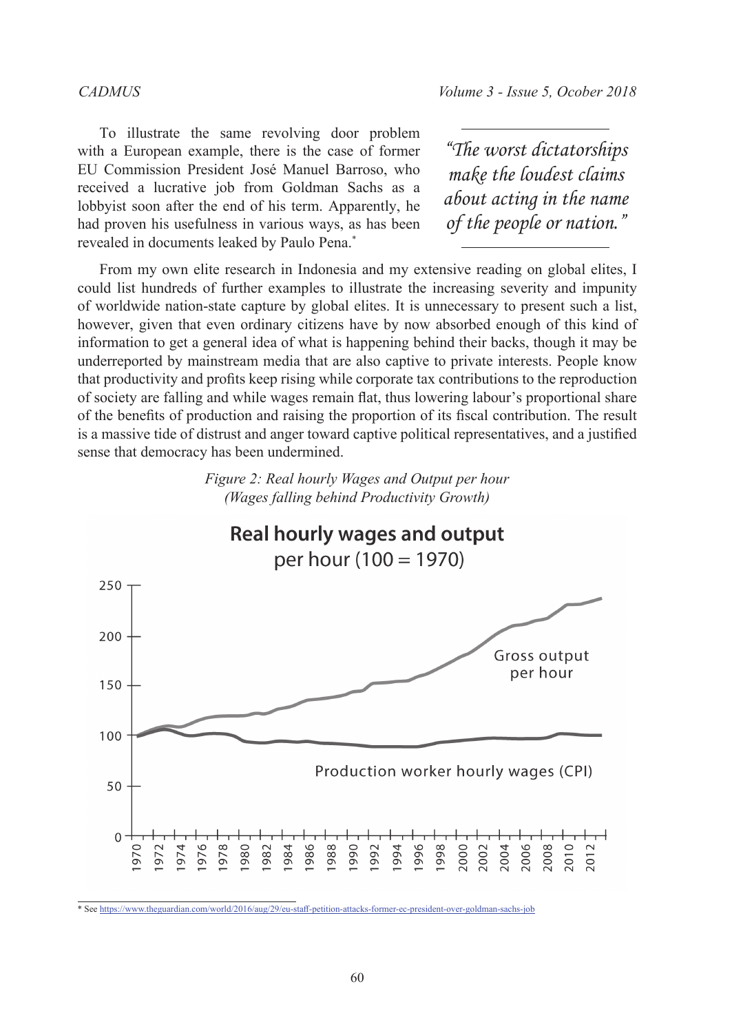To illustrate the same revolving door problem with a European example, there is the case of former EU Commission President José Manuel Barroso, who received a lucrative job from Goldman Sachs as a lobbyist soon after the end of his term. Apparently, he had proven his usefulness in various ways, as has been revealed in documents leaked by Paulo Pena.*

> *"The worst dictatorships make the loudest claims about acting in the name of the people or nation."*

From my own elite research in Indonesia and my extensive reading on global elites, I could list hundreds of further examples to illustrate the increasing severity and impunity of worldwide nation-state capture by global elites. It is unnecessary to present such a list, however, given that even ordinary citizens have by now absorbed enough of this kind of information to get a general idea of what is happening behind their backs, though it may be underreported by mainstream media that are also captive to private interests. People know that productivity and profits keep rising while corporate tax contributions to the reproduction of society are falling and while wages remain flat, thus lowering labour's proportional share of the benefits of production and raising the proportion of its fiscal contribution. The result is a massive tide of distrust and anger toward captive political representatives, and a justified sense that democracy has been undermined.

*Figure 2: Real hourly Wages and Output per hour (Wages falling behind Productivity Growth)*

**Real hourly wages and output** per hour (100 = 1970)

Gross output per hour

Production worker hourly wages (CPI)

---

* See https://www.theguardian.com/world/2016/aug/29/eu-staff-petition-attacks-former-ec-president-over-goldman-sachs-job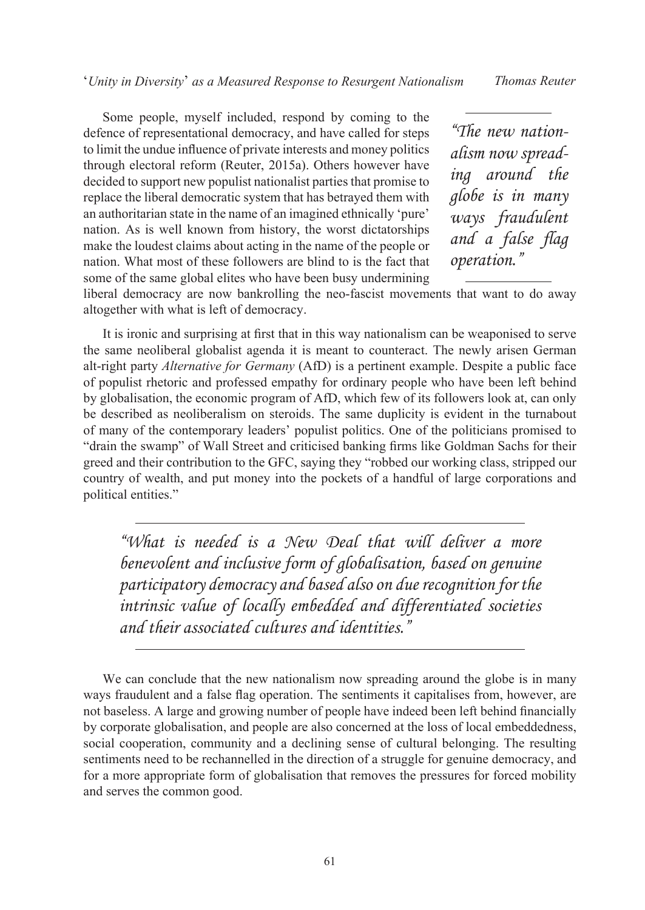Some people, myself included, respond by coming to the defence of representational democracy, and have called for steps to limit the undue influence of private interests and money politics through electoral reform (Reuter, 2015a). Others however have decided to support new populist nationalist parties that promise to replace the liberal democratic system that has betrayed them with an authoritarian state in the name of an imagined ethnically 'pure' nation. As is well known from history, the worst dictatorships make the loudest claims about acting in the name of the people or nation. What most of these followers are blind to is the fact that some of the same global elites who have been busy undermining liberal democracy are now bankrolling the neo-fascist movements that want to do away altogether with what is left of democracy.

> *"The new nationalism now spreading around the globe is in many ways fraudulent and a false flag operation."*

It is ironic and surprising at first that in this way nationalism can be weaponised to serve the same neoliberal globalist agenda it is meant to counteract. The newly arisen German alt-right party *Alternative for Germany* (AfD) is a pertinent example. Despite a public face of populist rhetoric and professed empathy for ordinary people who have been left behind by globalisation, the economic program of AfD, which few of its followers look at, can only be described as neoliberalism on steroids. The same duplicity is evident in the turnabout of many of the contemporary leaders' populist politics. One of the politicians promised to "drain the swamp" of Wall Street and criticised banking firms like Goldman Sachs for their greed and their contribution to the GFC, saying they "robbed our working class, stripped our country of wealth, and put money into the pockets of a handful of large corporations and political entities."

> *"What is needed is a New Deal that will deliver a more benevolent and inclusive form of globalisation, based on genuine participatory democracy and based also on due recognition for the intrinsic value of locally embedded and differentiated societies and their associated cultures and identities."*

We can conclude that the new nationalism now spreading around the globe is in many ways fraudulent and a false flag operation. The sentiments it capitalises from, however, are not baseless. A large and growing number of people have indeed been left behind financially by corporate globalisation, and people are also concerned at the loss of local embeddedness, social cooperation, community and a declining sense of cultural belonging. The resulting sentiments need to be rechannelled in the direction of a struggle for genuine democracy, and for a more appropriate form of globalisation that removes the pressures for forced mobility and serves the common good.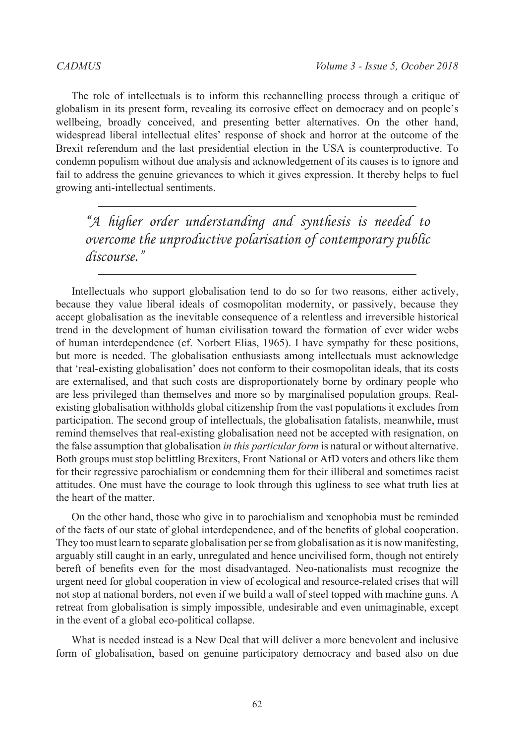The role of intellectuals is to inform this rechannelling process through a critique of globalism in its present form, revealing its corrosive effect on democracy and on people's wellbeing, broadly conceived, and presenting better alternatives. On the other hand, widespread liberal intellectual elites' response of shock and horror at the outcome of the Brexit referendum and the last presidential election in the USA is counterproductive. To condemn populism without due analysis and acknowledgement of its causes is to ignore and fail to address the genuine grievances to which it gives expression. It thereby helps to fuel growing anti-intellectual sentiments.

> *"A higher order understanding and synthesis is needed to overcome the unproductive polarisation of contemporary public discourse."*

Intellectuals who support globalisation tend to do so for two reasons, either actively, because they value liberal ideals of cosmopolitan modernity, or passively, because they accept globalisation as the inevitable consequence of a relentless and irreversible historical trend in the development of human civilisation toward the formation of ever wider webs of human interdependence (cf. Norbert Elias, 1965). I have sympathy for these positions, but more is needed. The globalisation enthusiasts among intellectuals must acknowledge that 'real-existing globalisation' does not conform to their cosmopolitan ideals, that its costs are externalised, and that such costs are disproportionately borne by ordinary people who are less privileged than themselves and more so by marginalised population groups. Real-existing globalisation withholds global citizenship from the vast populations it excludes from participation. The second group of intellectuals, the globalisation fatalists, meanwhile, must remind themselves that real-existing globalisation need not be accepted with resignation, on the false assumption that globalisation *in this particular form* is natural or without alternative. Both groups must stop belittling Brexiters, Front National or AfD voters and others like them for their regressive parochialism or condemning them for their illiberal and sometimes racist attitudes. One must have the courage to look through this ugliness to see what truth lies at the heart of the matter.

On the other hand, those who give in to parochialism and xenophobia must be reminded of the facts of our state of global interdependence, and of the benefits of global cooperation. They too must learn to separate globalisation per se from globalisation as it is now manifesting, arguably still caught in an early, unregulated and hence uncivilised form, though not entirely bereft of benefits even for the most disadvantaged. Neo-nationalists must recognize the urgent need for global cooperation in view of ecological and resource-related crises that will not stop at national borders, not even if we build a wall of steel topped with machine guns. A retreat from globalisation is simply impossible, undesirable and even unimaginable, except in the event of a global eco-political collapse.

What is needed instead is a New Deal that will deliver a more benevolent and inclusive form of globalisation, based on genuine participatory democracy and based also on due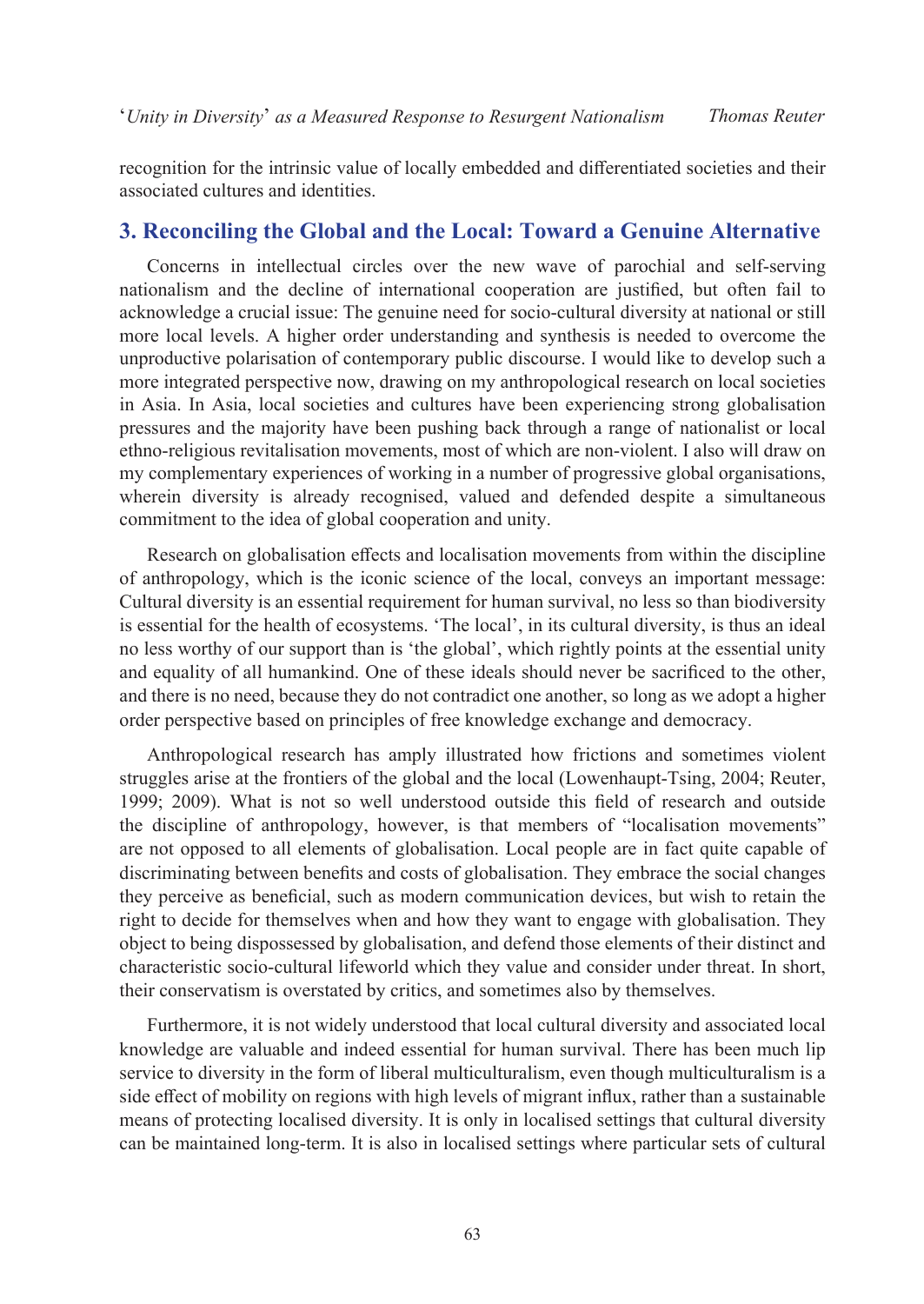recognition for the intrinsic value of locally embedded and differentiated societies and their associated cultures and identities.

## 3. Reconciling the Global and the Local: Toward a Genuine Alternative

Concerns in intellectual circles over the new wave of parochial and self-serving nationalism and the decline of international cooperation are justified, but often fail to acknowledge a crucial issue: The genuine need for socio-cultural diversity at national or still more local levels. A higher order understanding and synthesis is needed to overcome the unproductive polarisation of contemporary public discourse. I would like to develop such a more integrated perspective now, drawing on my anthropological research on local societies in Asia. In Asia, local societies and cultures have been experiencing strong globalisation pressures and the majority have been pushing back through a range of nationalist or local ethno-religious revitalisation movements, most of which are non-violent. I also will draw on my complementary experiences of working in a number of progressive global organisations, wherein diversity is already recognised, valued and defended despite a simultaneous commitment to the idea of global cooperation and unity.

Research on globalisation effects and localisation movements from within the discipline of anthropology, which is the iconic science of the local, conveys an important message: Cultural diversity is an essential requirement for human survival, no less so than biodiversity is essential for the health of ecosystems. 'The local', in its cultural diversity, is thus an ideal no less worthy of our support than is 'the global', which rightly points at the essential unity and equality of all humankind. One of these ideals should never be sacrificed to the other, and there is no need, because they do not contradict one another, so long as we adopt a higher order perspective based on principles of free knowledge exchange and democracy.

Anthropological research has amply illustrated how frictions and sometimes violent struggles arise at the frontiers of the global and the local (Lowenhaupt-Tsing, 2004; Reuter, 1999; 2009). What is not so well understood outside this field of research and outside the discipline of anthropology, however, is that members of "localisation movements" are not opposed to all elements of globalisation. Local people are in fact quite capable of discriminating between benefits and costs of globalisation. They embrace the social changes they perceive as beneficial, such as modern communication devices, but wish to retain the right to decide for themselves when and how they want to engage with globalisation. They object to being dispossessed by globalisation, and defend those elements of their distinct and characteristic socio-cultural lifeworld which they value and consider under threat. In short, their conservatism is overstated by critics, and sometimes also by themselves.

Furthermore, it is not widely understood that local cultural diversity and associated local knowledge are valuable and indeed essential for human survival. There has been much lip service to diversity in the form of liberal multiculturalism, even though multiculturalism is a side effect of mobility on regions with high levels of migrant influx, rather than a sustainable means of protecting localised diversity. It is only in localised settings that cultural diversity can be maintained long-term. It is also in localised settings where particular sets of cultural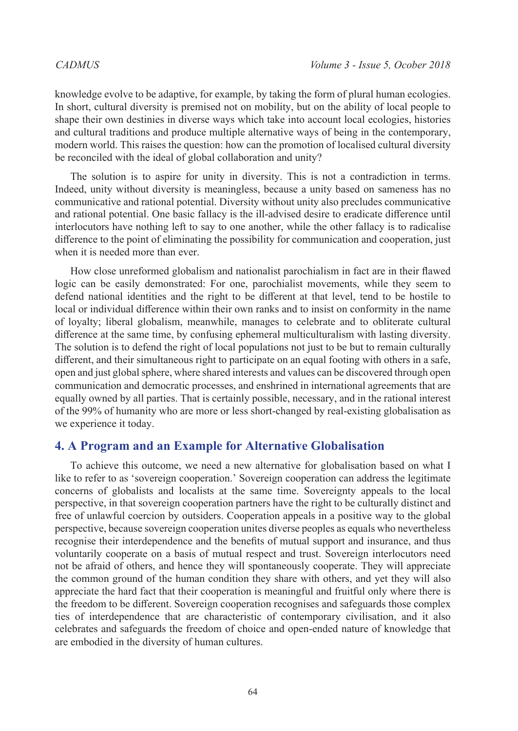knowledge evolve to be adaptive, for example, by taking the form of plural human ecologies. In short, cultural diversity is premised not on mobility, but on the ability of local people to shape their own destinies in diverse ways which take into account local ecologies, histories and cultural traditions and produce multiple alternative ways of being in the contemporary, modern world. This raises the question: how can the promotion of localised cultural diversity be reconciled with the ideal of global collaboration and unity?

The solution is to aspire for unity in diversity. This is not a contradiction in terms. Indeed, unity without diversity is meaningless, because a unity based on sameness has no communicative and rational potential. Diversity without unity also precludes communicative and rational potential. One basic fallacy is the ill-advised desire to eradicate difference until interlocutors have nothing left to say to one another, while the other fallacy is to radicalise difference to the point of eliminating the possibility for communication and cooperation, just when it is needed more than ever.

How close unreformed globalism and nationalist parochialism in fact are in their flawed logic can be easily demonstrated: For one, parochialist movements, while they seem to defend national identities and the right to be different at that level, tend to be hostile to local or individual difference within their own ranks and to insist on conformity in the name of loyalty; liberal globalism, meanwhile, manages to celebrate and to obliterate cultural difference at the same time, by confusing ephemeral multiculturalism with lasting diversity. The solution is to defend the right of local populations not just to be but to remain culturally different, and their simultaneous right to participate on an equal footing with others in a safe, open and just global sphere, where shared interests and values can be discovered through open communication and democratic processes, and enshrined in international agreements that are equally owned by all parties. That is certainly possible, necessary, and in the rational interest of the 99% of humanity who are more or less short-changed by real-existing globalisation as we experience it today.

## 4. A Program and an Example for Alternative Globalisation

To achieve this outcome, we need a new alternative for globalisation based on what I like to refer to as 'sovereign cooperation.' Sovereign cooperation can address the legitimate concerns of globalists and localists at the same time. Sovereignty appeals to the local perspective, in that sovereign cooperation partners have the right to be culturally distinct and free of unlawful coercion by outsiders. Cooperation appeals in a positive way to the global perspective, because sovereign cooperation unites diverse peoples as equals who nevertheless recognise their interdependence and the benefits of mutual support and insurance, and thus voluntarily cooperate on a basis of mutual respect and trust. Sovereign interlocutors need not be afraid of others, and hence they will spontaneously cooperate. They will appreciate the common ground of the human condition they share with others, and yet they will also appreciate the hard fact that their cooperation is meaningful and fruitful only where there is the freedom to be different. Sovereign cooperation recognises and safeguards those complex ties of interdependence that are characteristic of contemporary civilisation, and it also celebrates and safeguards the freedom of choice and open-ended nature of knowledge that are embodied in the diversity of human cultures.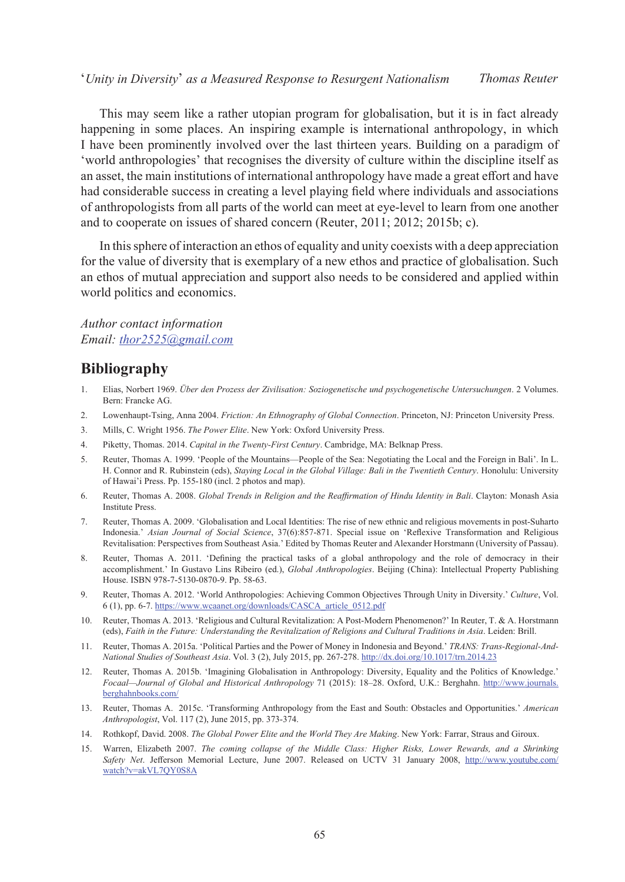This may seem like a rather utopian program for globalisation, but it is in fact already happening in some places. An inspiring example is international anthropology, in which I have been prominently involved over the last thirteen years. Building on a paradigm of 'world anthropologies' that recognises the diversity of culture within the discipline itself as an asset, the main institutions of international anthropology have made a great effort and have had considerable success in creating a level playing field where individuals and associations of anthropologists from all parts of the world can meet at eye-level to learn from one another and to cooperate on issues of shared concern (Reuter, 2011; 2012; 2015b; c).

In this sphere of interaction an ethos of equality and unity coexists with a deep appreciation for the value of diversity that is exemplary of a new ethos and practice of globalisation. Such an ethos of mutual appreciation and support also needs to be considered and applied within world politics and economics.

*Author contact information*
*Email: thor2525@gmail.com*

## Bibliography

1. Elias, Norbert 1969. *Über den Prozess der Zivilisation: Soziogenetische und psychogenetische Untersuchungen*. 2 Volumes. Bern: Francke AG.
2. Lowenhaupt-Tsing, Anna 2004. *Friction: An Ethnography of Global Connection*. Princeton, NJ: Princeton University Press.
3. Mills, C. Wright 1956. *The Power Elite*. New York: Oxford University Press.
4. Piketty, Thomas. 2014. *Capital in the Twenty-First Century*. Cambridge, MA: Belknap Press.
5. Reuter, Thomas A. 1999. 'People of the Mountains—People of the Sea: Negotiating the Local and the Foreign in Bali'. In L. H. Connor and R. Rubinstein (eds), *Staying Local in the Global Village: Bali in the Twentieth Century*. Honolulu: University of Hawai'i Press. Pp. 155-180 (incl. 2 photos and map).
6. Reuter, Thomas A. 2008. *Global Trends in Religion and the Reaffirmation of Hindu Identity in Bali*. Clayton: Monash Asia Institute Press.
7. Reuter, Thomas A. 2009. 'Globalisation and Local Identities: The rise of new ethnic and religious movements in post-Suharto Indonesia.' *Asian Journal of Social Science*, 37(6):857-871. Special issue on 'Reflexive Transformation and Religious Revitalisation: Perspectives from Southeast Asia.' Edited by Thomas Reuter and Alexander Horstmann (University of Passau).
8. Reuter, Thomas A. 2011. 'Defining the practical tasks of a global anthropology and the role of democracy in their accomplishment.' In Gustavo Lins Ribeiro (ed.), *Global Anthropologies*. Beijing (China): Intellectual Property Publishing House. ISBN 978-7-5130-0870-9. Pp. 58-63.
9. Reuter, Thomas A. 2012. 'World Anthropologies: Achieving Common Objectives Through Unity in Diversity.' *Culture*, Vol. 6 (1), pp. 6-7. https://www.wcaanet.org/downloads/CASCA_article_0512.pdf
10. Reuter, Thomas A. 2013. 'Religious and Cultural Revitalization: A Post-Modern Phenomenon?' In Reuter, T. & A. Horstmann (eds), *Faith in the Future: Understanding the Revitalization of Religions and Cultural Traditions in Asia*. Leiden: Brill.
11. Reuter, Thomas A. 2015a. 'Political Parties and the Power of Money in Indonesia and Beyond.' *TRANS: Trans-Regional-And-National Studies of Southeast Asia*. Vol. 3 (2), July 2015, pp. 267-278. http://dx.doi.org/10.1017/trn.2014.23
12. Reuter, Thomas A. 2015b. 'Imagining Globalisation in Anthropology: Diversity, Equality and the Politics of Knowledge.' *Focaal—Journal of Global and Historical Anthropology* 71 (2015): 18–28. Oxford, U.K.: Berghahn. http://www.journals.berghahnbooks.com/
13. Reuter, Thomas A. 2015c. 'Transforming Anthropology from the East and South: Obstacles and Opportunities.' *American Anthropologist*, Vol. 117 (2), June 2015, pp. 373-374.
14. Rothkopf, David. 2008. *The Global Power Elite and the World They Are Making*. New York: Farrar, Straus and Giroux.
15. Warren, Elizabeth 2007. *The coming collapse of the Middle Class: Higher Risks, Lower Rewards, and a Shrinking Safety Net*. Jefferson Memorial Lecture, June 2007. Released on UCTV 31 January 2008, http://www.youtube.com/watch?v=akVL7QY0S8A